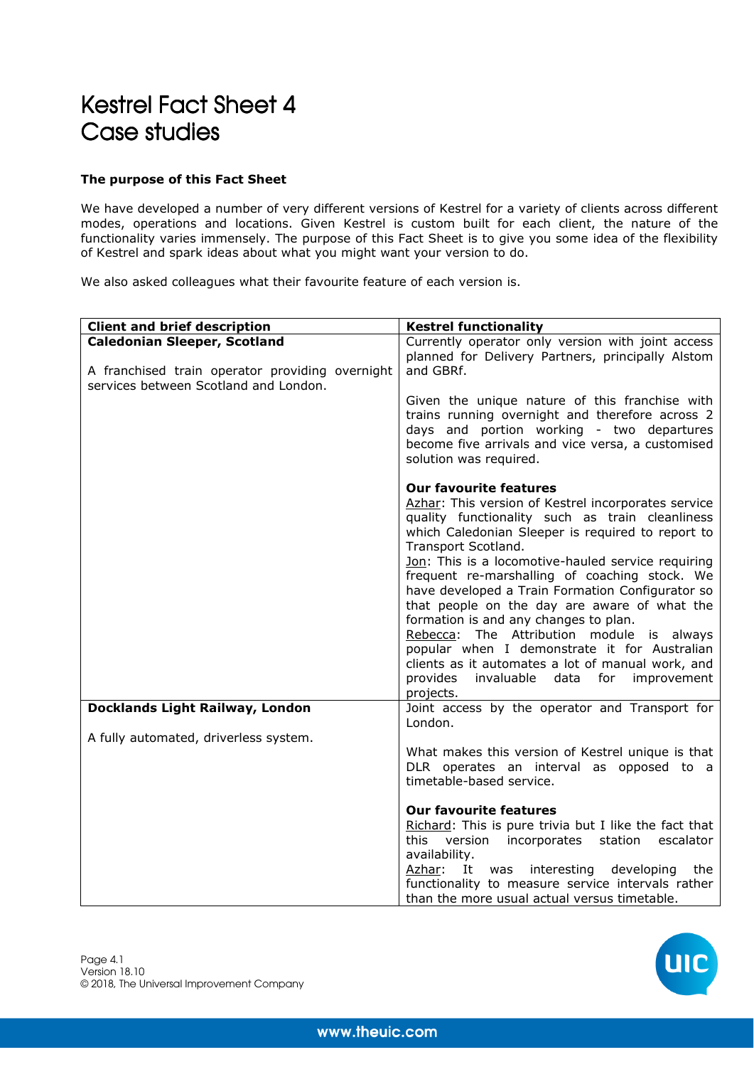# Kestrel Fact Sheet 4
# Case studies

**The purpose of this Fact Sheet**

We have developed a number of very different versions of Kestrel for a variety of clients across different modes, operations and locations. Given Kestrel is custom built for each client, the nature of the functionality varies immensely. The purpose of this Fact Sheet is to give you some idea of the flexibility of Kestrel and spark ideas about what you might want your version to do.

We also asked colleagues what their favourite feature of each version is.

| Client and brief description | Kestrel functionality |
|---|---|
| **Caledonian Sleeper, Scotland**<br><br>A franchised train operator providing overnight services between Scotland and London. | Currently operator only version with joint access planned for Delivery Partners, principally Alstom and GBRf.<br><br>Given the unique nature of this franchise with trains running overnight and therefore across 2 days and portion working - two departures become five arrivals and vice versa, a customised solution was required.<br><br>**Our favourite features**<br>Azhar: This version of Kestrel incorporates service quality functionality such as train cleanliness which Caledonian Sleeper is required to report to Transport Scotland.<br>Jon: This is a locomotive-hauled service requiring frequent re-marshalling of coaching stock. We have developed a Train Formation Configurator so that people on the day are aware of what the formation is and any changes to plan.<br>Rebecca: The Attribution module is always popular when I demonstrate it for Australian clients as it automates a lot of manual work, and provides invaluable data for improvement projects. |
| **Docklands Light Railway, London**<br><br>A fully automated, driverless system. | Joint access by the operator and Transport for London.<br><br>What makes this version of Kestrel unique is that DLR operates an interval as opposed to a timetable-based service.<br><br>**Our favourite features**<br>Richard: This is pure trivia but I like the fact that this version incorporates station escalator availability.<br>Azhar: It was interesting developing the functionality to measure service intervals rather than the more usual actual versus timetable. |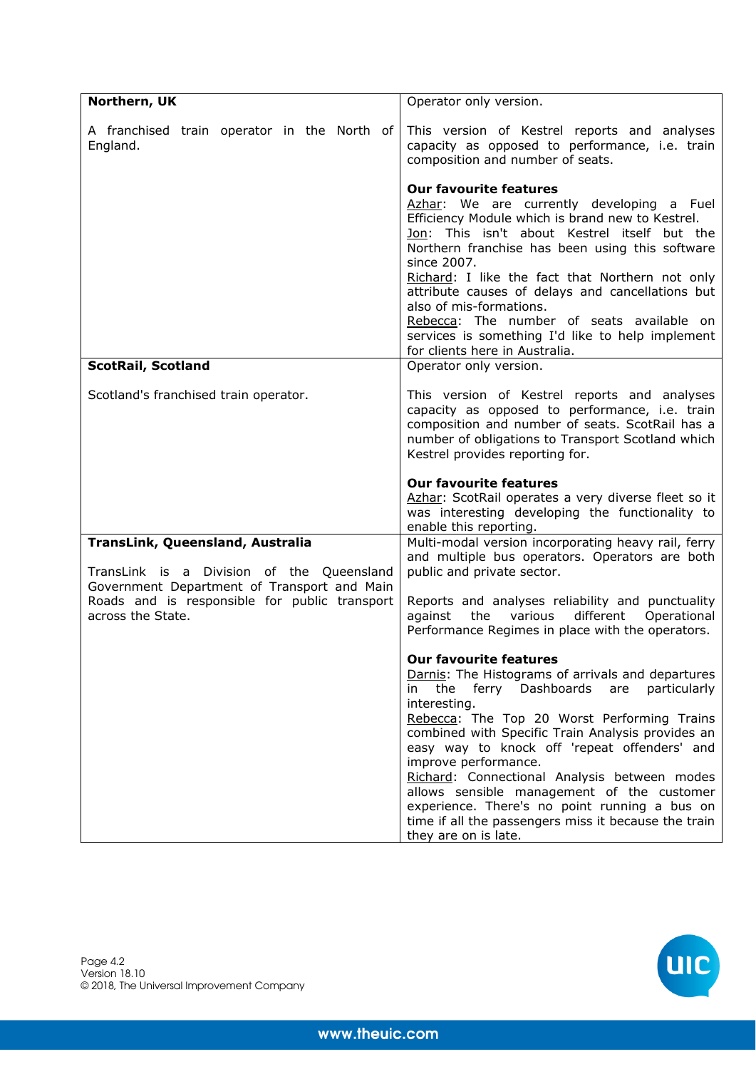| | |
|---|---|
| **Northern, UK**<br><br>A franchised train operator in the North of England. | Operator only version.<br><br>This version of Kestrel reports and analyses capacity as opposed to performance, i.e. train composition and number of seats.<br><br>**Our favourite features**<br>Azhar: We are currently developing a Fuel Efficiency Module which is brand new to Kestrel.<br>Jon: This isn't about Kestrel itself but the Northern franchise has been using this software since 2007.<br>Richard: I like the fact that Northern not only attribute causes of delays and cancellations but also of mis-formations.<br>Rebecca: The number of seats available on services is something I'd like to help implement for clients here in Australia. |
| **ScotRail, Scotland**<br><br>Scotland's franchised train operator. | Operator only version.<br><br>This version of Kestrel reports and analyses capacity as opposed to performance, i.e. train composition and number of seats. ScotRail has a number of obligations to Transport Scotland which Kestrel provides reporting for.<br><br>**Our favourite features**<br>Azhar: ScotRail operates a very diverse fleet so it was interesting developing the functionality to enable this reporting. |
| **TransLink, Queensland, Australia**<br><br>TransLink is a Division of the Queensland Government Department of Transport and Main Roads and is responsible for public transport across the State. | Multi-modal version incorporating heavy rail, ferry and multiple bus operators. Operators are both public and private sector.<br><br>Reports and analyses reliability and punctuality against the various different Operational Performance Regimes in place with the operators.<br><br>**Our favourite features**<br>Darnis: The Histograms of arrivals and departures in the ferry Dashboards are particularly interesting.<br>Rebecca: The Top 20 Worst Performing Trains combined with Specific Train Analysis provides an easy way to knock off 'repeat offenders' and improve performance.<br>Richard: Connectional Analysis between modes allows sensible management of the customer experience. There's no point running a bus on time if all the passengers miss it because the train they are on is late. |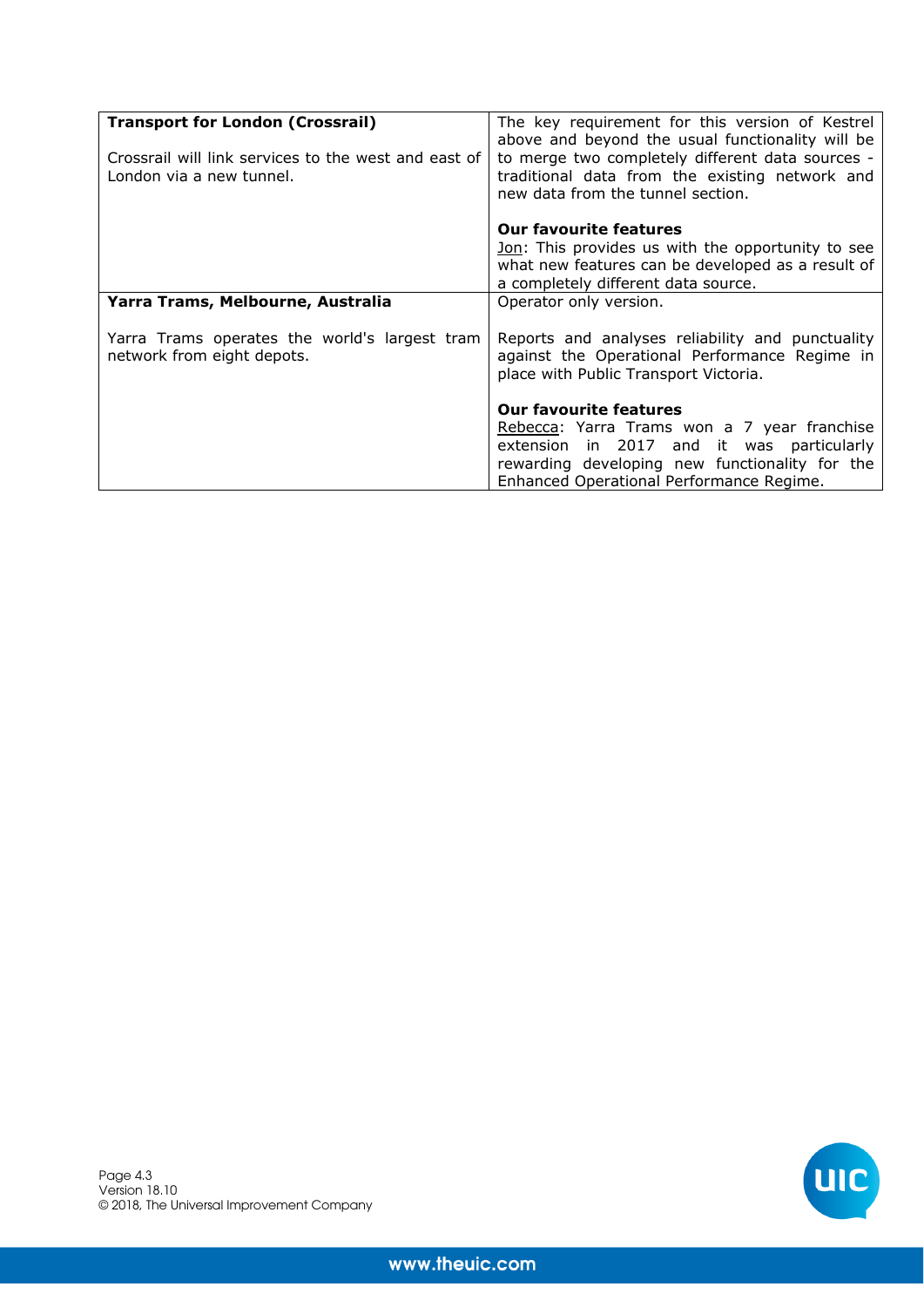| | |
|---|---|
| **Transport for London (Crossrail)**<br><br>Crossrail will link services to the west and east of London via a new tunnel. | The key requirement for this version of Kestrel above and beyond the usual functionality will be to merge two completely different data sources - traditional data from the existing network and new data from the tunnel section.<br><br>**Our favourite features**<br>Jon: This provides us with the opportunity to see what new features can be developed as a result of a completely different data source. |
| **Yarra Trams, Melbourne, Australia**<br><br>Yarra Trams operates the world's largest tram network from eight depots. | Operator only version.<br><br>Reports and analyses reliability and punctuality against the Operational Performance Regime in place with Public Transport Victoria.<br><br>**Our favourite features**<br>Rebecca: Yarra Trams won a 7 year franchise extension in 2017 and it was particularly rewarding developing new functionality for the Enhanced Operational Performance Regime. |